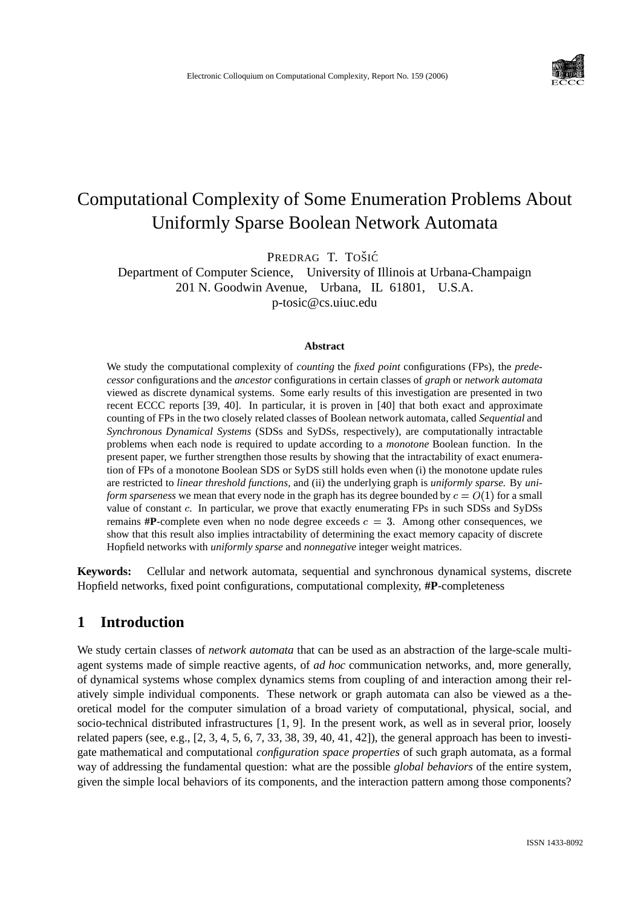# Computational Complexity of Some Enumeration Problems About Uniformly Sparse Boolean Network Automata

PREDRAG T. TOŠIĆ

Department of Computer Science, University of Illinois at Urbana-Champaign
201 N. Goodwin Avenue, Urbana, IL 61801, U.S.A.
p-tosic@cs.uiuc.edu

**Abstract**

We study the computational complexity of *counting* the *fixed point* configurations (FPs), the *predecessor* configurations and the *ancestor* configurations in certain classes of *graph* or *network automata* viewed as discrete dynamical systems. Some early results of this investigation are presented in two recent ECCC reports [39, 40]. In particular, it is proven in [40] that both exact and approximate counting of FPs in the two closely related classes of Boolean network automata, called *Sequential* and *Synchronous Dynamical Systems* (SDSs and SyDSs, respectively), are computationally intractable problems when each node is required to update according to a *monotone* Boolean function. In the present paper, we further strengthen those results by showing that the intractability of exact enumeration of FPs of a monotone Boolean SDS or SyDS still holds even when (i) the monotone update rules are restricted to *linear threshold functions*, and (ii) the underlying graph is *uniformly sparse.* By *uniform sparseness* we mean that every node in the graph has its degree bounded by $c = O(1)$ for a small value of constant $c$. In particular, we prove that exactly enumerating FPs in such SDSs and SyDSs remains **#P**-complete even when no node degree exceeds $c = 3$. Among other consequences, we show that this result also implies intractability of determining the exact memory capacity of discrete Hopfield networks with *uniformly sparse* and *nonnegative* integer weight matrices.

**Keywords:** Cellular and network automata, sequential and synchronous dynamical systems, discrete Hopfield networks, fixed point configurations, computational complexity, **#P**-completeness

## 1 Introduction

We study certain classes of *network automata* that can be used as an abstraction of the large-scale multi-agent systems made of simple reactive agents, of *ad hoc* communication networks, and, more generally, of dynamical systems whose complex dynamics stems from coupling of and interaction among their relatively simple individual components. These network or graph automata can also be viewed as a theoretical model for the computer simulation of a broad variety of computational, physical, social, and socio-technical distributed infrastructures [1, 9]. In the present work, as well as in several prior, loosely related papers (see, e.g., [2, 3, 4, 5, 6, 7, 33, 38, 39, 40, 41, 42]), the general approach has been to investigate mathematical and computational *configuration space properties* of such graph automata, as a formal way of addressing the fundamental question: what are the possible *global behaviors* of the entire system, given the simple local behaviors of its components, and the interaction pattern among those components?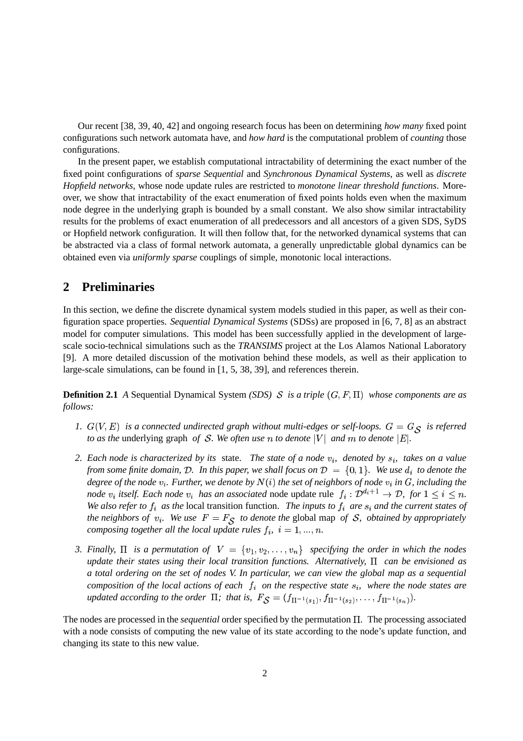Our recent [38, 39, 40, 42] and ongoing research focus has been on determining *how many* fixed point configurations such network automata have, and *how hard* is the computational problem of *counting* those configurations.

In the present paper, we establish computational intractability of determining the exact number of the fixed point configurations of *sparse Sequential* and *Synchronous Dynamical Systems*, as well as *discrete Hopfield networks*, whose node update rules are restricted to *monotone linear threshold functions*. Moreover, we show that intractability of the exact enumeration of fixed points holds even when the maximum node degree in the underlying graph is bounded by a small constant. We also show similar intractability results for the problems of exact enumeration of all predecessors and all ancestors of a given SDS, SyDS or Hopfield network configuration. It will then follow that, for the networked dynamical systems that can be abstracted via a class of formal network automata, a generally unpredictable global dynamics can be obtained even via *uniformly sparse* couplings of simple, monotonic local interactions.

## 2 Preliminaries

In this section, we define the discrete dynamical system models studied in this paper, as well as their configuration space properties. *Sequential Dynamical Systems* (SDSs) are proposed in [6, 7, 8] as an abstract model for computer simulations. This model has been successfully applied in the development of large-scale socio-technical simulations such as the *TRANSIMS* project at the Los Alamos National Laboratory [9]. A more detailed discussion of the motivation behind these models, as well as their application to large-scale simulations, can be found in [1, 5, 38, 39], and references therein.

**Definition 2.1** *A* Sequential Dynamical System *(SDS)* $\mathcal{S}$ *is a triple* $(G, F, \Pi)$ *whose components are as follows:*

1. $G(V, E)$ *is a connected undirected graph without multi-edges or self-loops.* $G = G_{\mathcal{S}}$ *is referred to as the* underlying graph *of* $\mathcal{S}$*. We often use* $n$ *to denote* $|V|$ *and* $m$ *to denote* $|E|$.

2. *Each node is characterized by its* state. *The state of a node* $v_i$*, denoted by* $s_i$*, takes on a value from some finite domain,* $\mathcal{D}$*. In this paper, we shall focus on* $\mathcal{D} = \{0, 1\}$*. We use* $d_i$ *to denote the degree of the node* $v_i$*. Further, we denote by* $N(i)$ *the set of neighbors of node* $v_i$ *in* $G$*, including the node* $v_i$ *itself. Each node* $v_i$ *has an associated* node update rule $f_i : \mathcal{D}^{d_i+1} \rightarrow \mathcal{D}$*, for* $1 \leq i \leq n$*. We also refer to* $f_i$ *as the* local transition function. *The inputs to* $f_i$ *are* $s_i$ *and the current states of the neighbors of* $v_i$*. We use* $F = F_{\mathcal{S}}$ *to denote the* global map *of* $\mathcal{S}$*, obtained by appropriately composing together all the local update rules* $f_i$*,* $i = 1, ..., n$.

3. *Finally,* $\Pi$ *is a permutation of* $V = \{v_1, v_2, \ldots, v_n\}$ *specifying the order in which the nodes update their states using their local transition functions. Alternatively,* $\Pi$ *can be envisioned as a total ordering on the set of nodes V. In particular, we can view the global map as a sequential composition of the local actions of each* $f_i$ *on the respective state* $s_i$*, where the node states are updated according to the order* $\Pi$*; that is,* $F_{\mathcal{S}} = (f_{\Pi^{-1}(s_1)}, f_{\Pi^{-1}(s_2)}, \ldots, f_{\Pi^{-1}(s_n)})$.

The nodes are processed in the *sequential* order specified by the permutation $\Pi$. The processing associated with a node consists of computing the new value of its state according to the node's update function, and changing its state to this new value.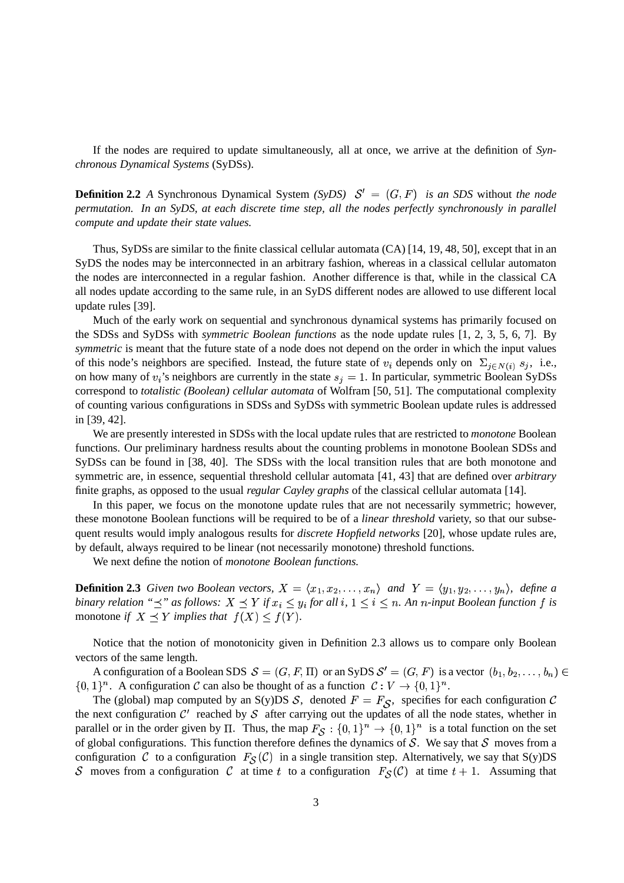If the nodes are required to update simultaneously, all at once, we arrive at the definition of *Synchronous Dynamical Systems* (SyDSs).

**Definition 2.2** *A* Synchronous Dynamical System *(SyDS)* $\mathcal{S}' = (G, F)$ *is an SDS* without *the node permutation. In an SyDS, at each discrete time step, all the nodes perfectly synchronously in parallel compute and update their state values.*

Thus, SyDSs are similar to the finite classical cellular automata (CA) [14, 19, 48, 50], except that in an SyDS the nodes may be interconnected in an arbitrary fashion, whereas in a classical cellular automaton the nodes are interconnected in a regular fashion. Another difference is that, while in the classical CA all nodes update according to the same rule, in an SyDS different nodes are allowed to use different local update rules [39].

Much of the early work on sequential and synchronous dynamical systems has primarily focused on the SDSs and SyDSs with *symmetric Boolean functions* as the node update rules [1, 2, 3, 5, 6, 7]. By *symmetric* is meant that the future state of a node does not depend on the order in which the input values of this node's neighbors are specified. Instead, the future state of $v_i$ depends only on $\Sigma_{j \in N(i)} s_j$, i.e., on how many of $v_i$'s neighbors are currently in the state $s_j = 1$. In particular, symmetric Boolean SyDSs correspond to *totalistic (Boolean) cellular automata* of Wolfram [50, 51]. The computational complexity of counting various configurations in SDSs and SyDSs with symmetric Boolean update rules is addressed in [39, 42].

We are presently interested in SDSs with the local update rules that are restricted to *monotone* Boolean functions. Our preliminary hardness results about the counting problems in monotone Boolean SDSs and SyDSs can be found in [38, 40]. The SDSs with the local transition rules that are both monotone and symmetric are, in essence, sequential threshold cellular automata [41, 43] that are defined over *arbitrary* finite graphs, as opposed to the usual *regular Cayley graphs* of the classical cellular automata [14].

In this paper, we focus on the monotone update rules that are not necessarily symmetric; however, these monotone Boolean functions will be required to be of a *linear threshold* variety, so that our subsequent results would imply analogous results for *discrete Hopfield networks* [20], whose update rules are, by default, always required to be linear (not necessarily monotone) threshold functions.

We next define the notion of *monotone Boolean functions.*

**Definition 2.3** *Given two Boolean vectors, $X = \langle x_1, x_2, \ldots, x_n \rangle$ and $Y = \langle y_1, y_2, \ldots, y_n \rangle$, define a binary relation "$\preceq$" as follows: $X \preceq Y$ if $x_i \leq y_i$ for all $i$, $1 \leq i \leq n$. An $n$-input Boolean function $f$ is* monotone *if $X \preceq Y$ implies that $f(X) \leq f(Y)$.*

Notice that the notion of monotonicity given in Definition 2.3 allows us to compare only Boolean vectors of the same length.

A configuration of a Boolean SDS $\mathcal{S} = (G, F, \Pi)$ or an SyDS $\mathcal{S}' = (G, F)$ is a vector $(b_1, b_2, \ldots, b_n) \in \{0, 1\}^n$. A configuration $\mathcal{C}$ can also be thought of as a function $\mathcal{C} : V \rightarrow \{0, 1\}^n$.

The (global) map computed by an S(y)DS $\mathcal{S}$, denoted $F = F_{\mathcal{S}}$, specifies for each configuration $\mathcal{C}$ the next configuration $\mathcal{C}'$ reached by $\mathcal{S}$ after carrying out the updates of all the node states, whether in parallel or in the order given by $\Pi$. Thus, the map $F_{\mathcal{S}} : \{0, 1\}^n \rightarrow \{0, 1\}^n$ is a total function on the set of global configurations. This function therefore defines the dynamics of $\mathcal{S}$. We say that $\mathcal{S}$ moves from a configuration $\mathcal{C}$ to a configuration $F_{\mathcal{S}}(\mathcal{C})$ in a single transition step. Alternatively, we say that S(y)DS $\mathcal{S}$ moves from a configuration $\mathcal{C}$ at time $t$ to a configuration $F_{\mathcal{S}}(\mathcal{C})$ at time $t + 1$. Assuming that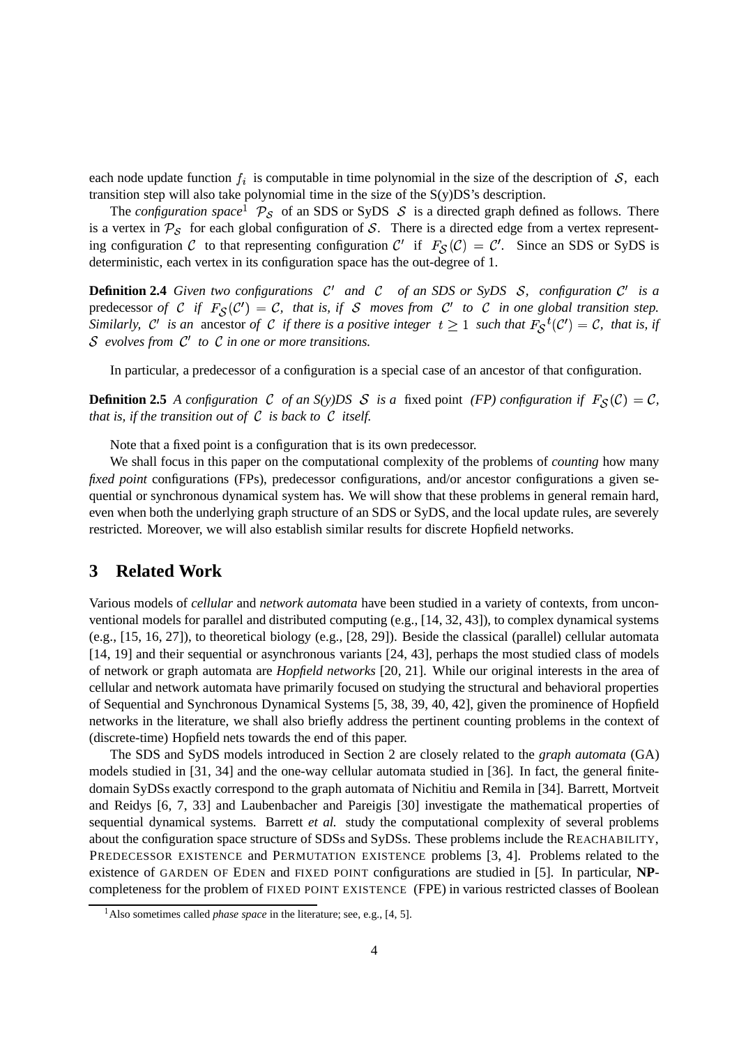each node update function $f_i$ is computable in time polynomial in the size of the description of $\mathcal{S}$, each transition step will also take polynomial time in the size of the S(y)DS's description.

The *configuration space*[1] $\mathcal{P}_{\mathcal{S}}$ of an SDS or SyDS $\mathcal{S}$ is a directed graph defined as follows. There is a vertex in $\mathcal{P}_{\mathcal{S}}$ for each global configuration of $\mathcal{S}$. There is a directed edge from a vertex representing configuration $\mathcal{C}$ to that representing configuration $\mathcal{C}'$ if $F_{\mathcal{S}}(\mathcal{C}) = \mathcal{C}'$. Since an SDS or SyDS is deterministic, each vertex in its configuration space has the out-degree of 1.

**Definition 2.4** *Given two configurations $\mathcal{C}'$ and $\mathcal{C}$ of an SDS or SyDS $\mathcal{S}$, configuration $\mathcal{C}'$ is a* predecessor *of $\mathcal{C}$ if $F_{\mathcal{S}}(\mathcal{C}') = \mathcal{C}$, that is, if $\mathcal{S}$ moves from $\mathcal{C}'$ to $\mathcal{C}$ in one global transition step. Similarly, $\mathcal{C}'$ is an* ancestor *of $\mathcal{C}$ if there is a positive integer $t \geq 1$ such that ${F_{\mathcal{S}}}^t(\mathcal{C}') = \mathcal{C}$, that is, if $\mathcal{S}$ evolves from $\mathcal{C}'$ to $\mathcal{C}$ in one or more transitions.*

In particular, a predecessor of a configuration is a special case of an ancestor of that configuration.

**Definition 2.5** *A configuration $\mathcal{C}$ of an S(y)DS $\mathcal{S}$ is a* fixed point *(FP) configuration if $F_{\mathcal{S}}(\mathcal{C}) = \mathcal{C}$, that is, if the transition out of $\mathcal{C}$ is back to $\mathcal{C}$ itself.*

Note that a fixed point is a configuration that is its own predecessor.

We shall focus in this paper on the computational complexity of the problems of *counting* how many *fixed point* configurations (FPs), predecessor configurations, and/or ancestor configurations a given sequential or synchronous dynamical system has. We will show that these problems in general remain hard, even when both the underlying graph structure of an SDS or SyDS, and the local update rules, are severely restricted. Moreover, we will also establish similar results for discrete Hopfield networks.

## 3 Related Work

Various models of *cellular* and *network automata* have been studied in a variety of contexts, from unconventional models for parallel and distributed computing (e.g., [14, 32, 43]), to complex dynamical systems (e.g., [15, 16, 27]), to theoretical biology (e.g., [28, 29]). Beside the classical (parallel) cellular automata [14, 19] and their sequential or asynchronous variants [24, 43], perhaps the most studied class of models of network or graph automata are *Hopfield networks* [20, 21]. While our original interests in the area of cellular and network automata have primarily focused on studying the structural and behavioral properties of Sequential and Synchronous Dynamical Systems [5, 38, 39, 40, 42], given the prominence of Hopfield networks in the literature, we shall also briefly address the pertinent counting problems in the context of (discrete-time) Hopfield nets towards the end of this paper.

The SDS and SyDS models introduced in Section 2 are closely related to the *graph automata* (GA) models studied in [31, 34] and the one-way cellular automata studied in [36]. In fact, the general finite-domain SyDSs exactly correspond to the graph automata of Nichitiu and Remila in [34]. Barrett, Mortveit and Reidys [6, 7, 33] and Laubenbacher and Pareigis [30] investigate the mathematical properties of sequential dynamical systems. Barrett *et al.* study the computational complexity of several problems about the configuration space structure of SDSs and SyDSs. These problems include the REACHABILITY, PREDECESSOR EXISTENCE and PERMUTATION EXISTENCE problems [3, 4]. Problems related to the existence of GARDEN OF EDEN and FIXED POINT configurations are studied in [5]. In particular, **NP**-completeness for the problem of FIXED POINT EXISTENCE (FPE) in various restricted classes of Boolean

[1] Also sometimes called *phase space* in the literature; see, e.g., [4, 5].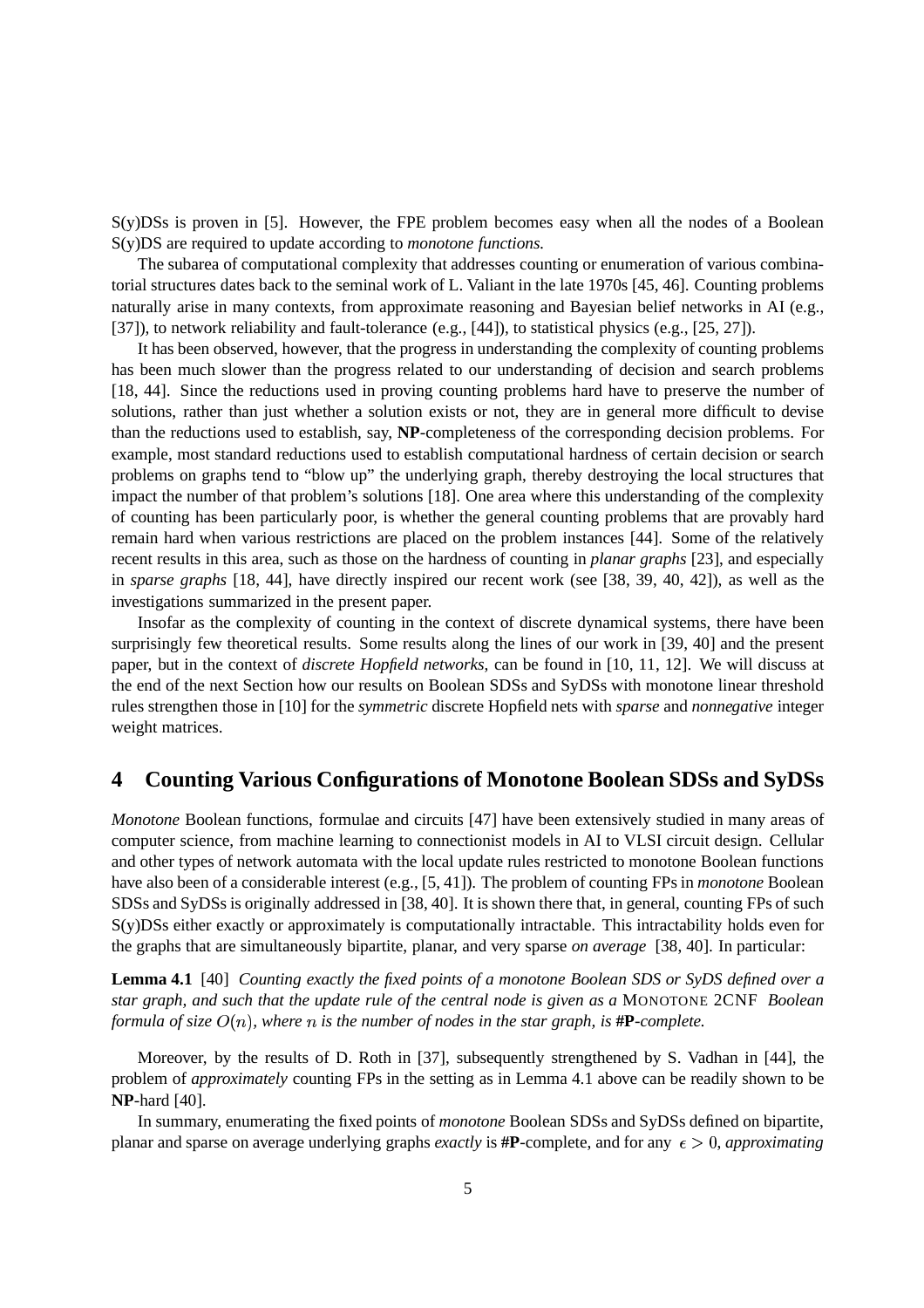S(y)DSs is proven in [5]. However, the FPE problem becomes easy when all the nodes of a Boolean S(y)DS are required to update according to *monotone functions.*

The subarea of computational complexity that addresses counting or enumeration of various combinatorial structures dates back to the seminal work of L. Valiant in the late 1970s [45, 46]. Counting problems naturally arise in many contexts, from approximate reasoning and Bayesian belief networks in AI (e.g., [37]), to network reliability and fault-tolerance (e.g., [44]), to statistical physics (e.g., [25, 27]).

It has been observed, however, that the progress in understanding the complexity of counting problems has been much slower than the progress related to our understanding of decision and search problems [18, 44]. Since the reductions used in proving counting problems hard have to preserve the number of solutions, rather than just whether a solution exists or not, they are in general more difficult to devise than the reductions used to establish, say, **NP**-completeness of the corresponding decision problems. For example, most standard reductions used to establish computational hardness of certain decision or search problems on graphs tend to "blow up" the underlying graph, thereby destroying the local structures that impact the number of that problem's solutions [18]. One area where this understanding of the complexity of counting has been particularly poor, is whether the general counting problems that are provably hard remain hard when various restrictions are placed on the problem instances [44]. Some of the relatively recent results in this area, such as those on the hardness of counting in *planar graphs* [23], and especially in *sparse graphs* [18, 44], have directly inspired our recent work (see [38, 39, 40, 42]), as well as the investigations summarized in the present paper.

Insofar as the complexity of counting in the context of discrete dynamical systems, there have been surprisingly few theoretical results. Some results along the lines of our work in [39, 40] and the present paper, but in the context of *discrete Hopfield networks,* can be found in [10, 11, 12]. We will discuss at the end of the next Section how our results on Boolean SDSs and SyDSs with monotone linear threshold rules strengthen those in [10] for the *symmetric* discrete Hopfield nets with *sparse* and *nonnegative* integer weight matrices.

# 4 Counting Various Configurations of Monotone Boolean SDSs and SyDSs

*Monotone* Boolean functions, formulae and circuits [47] have been extensively studied in many areas of computer science, from machine learning to connectionist models in AI to VLSI circuit design. Cellular and other types of network automata with the local update rules restricted to monotone Boolean functions have also been of a considerable interest (e.g., [5, 41]). The problem of counting FPs in *monotone* Boolean SDSs and SyDSs is originally addressed in [38, 40]. It is shown there that, in general, counting FPs of such S(y)DSs either exactly or approximately is computationally intractable. This intractability holds even for the graphs that are simultaneously bipartite, planar, and very sparse *on average* [38, 40]. In particular:

**Lemma 4.1** [40] *Counting exactly the fixed points of a monotone Boolean SDS or SyDS defined over a star graph, and such that the update rule of the central node is given as a* MONOTONE 2CNF *Boolean formula of size $O(n)$, where $n$ is the number of nodes in the star graph, is* **#P**-*complete.*

Moreover, by the results of D. Roth in [37], subsequently strengthened by S. Vadhan in [44], the problem of *approximately* counting FPs in the setting as in Lemma 4.1 above can be readily shown to be **NP**-hard [40].

In summary, enumerating the fixed points of *monotone* Boolean SDSs and SyDSs defined on bipartite, planar and sparse on average underlying graphs *exactly* is **#P**-complete, and for any $\epsilon > 0$, *approximating*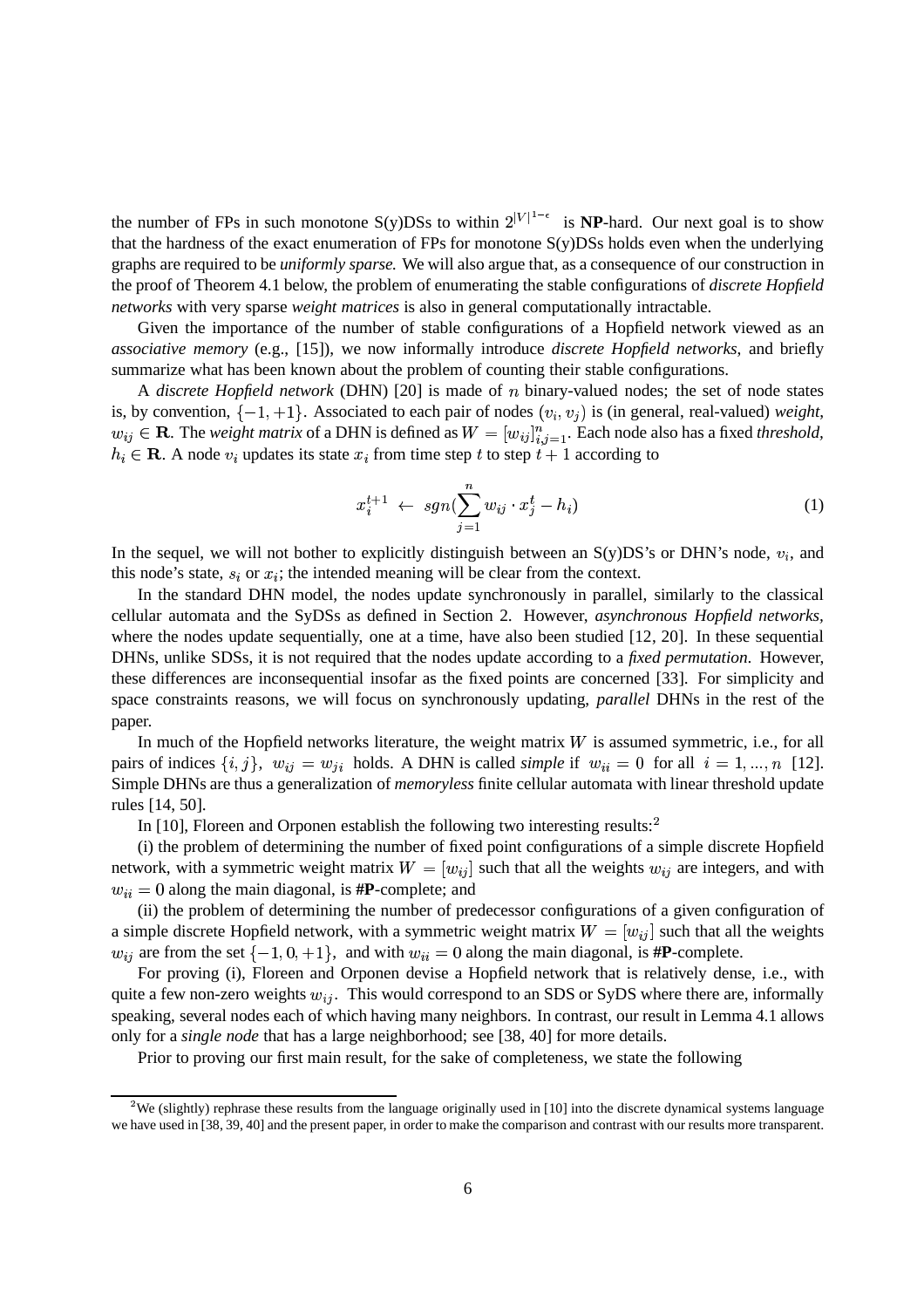the number of FPs in such monotone S(y)DSs to within $2^{|V|^{1-\epsilon}}$ is **NP**-hard. Our next goal is to show that the hardness of the exact enumeration of FPs for monotone S(y)DSs holds even when the underlying graphs are required to be *uniformly sparse.* We will also argue that, as a consequence of our construction in the proof of Theorem 4.1 below, the problem of enumerating the stable configurations of *discrete Hopfield networks* with very sparse *weight matrices* is also in general computationally intractable.

Given the importance of the number of stable configurations of a Hopfield network viewed as an *associative memory* (e.g., [15]), we now informally introduce *discrete Hopfield networks,* and briefly summarize what has been known about the problem of counting their stable configurations.

A *discrete Hopfield network* (DHN) [20] is made of $n$ binary-valued nodes; the set of node states is, by convention, $\{-1, +1\}$. Associated to each pair of nodes $(v_i, v_j)$ is (in general, real-valued) *weight*, $w_{ij} \in \mathbf{R}$. The *weight matrix* of a DHN is defined as $W = [w_{ij}]_{i,j=1}^{n}$. Each node also has a fixed *threshold*, $h_i \in \mathbf{R}$. A node $v_i$ updates its state $x_i$ from time step $t$ to step $t+1$ according to

$$x_i^{t+1} \leftarrow sgn(\sum_{j=1}^{n} w_{ij} \cdot x_j^t - h_i) \tag{1}$$

In the sequel, we will not bother to explicitly distinguish between an S(y)DS's or DHN's node, $v_i$, and this node's state, $s_i$ or $x_i$; the intended meaning will be clear from the context.

In the standard DHN model, the nodes update synchronously in parallel, similarly to the classical cellular automata and the SyDSs as defined in Section 2. However, *asynchronous Hopfield networks,* where the nodes update sequentially, one at a time, have also been studied [12, 20]. In these sequential DHNs, unlike SDSs, it is not required that the nodes update according to a *fixed permutation.* However, these differences are inconsequential insofar as the fixed points are concerned [33]. For simplicity and space constraints reasons, we will focus on synchronously updating, *parallel* DHNs in the rest of the paper.

In much of the Hopfield networks literature, the weight matrix $W$ is assumed symmetric, i.e., for all pairs of indices $\{i, j\}$, $w_{ij} = w_{ji}$ holds. A DHN is called *simple* if $w_{ii} = 0$ for all $i = 1, ..., n$ [12]. Simple DHNs are thus a generalization of *memoryless* finite cellular automata with linear threshold update rules [14, 50].

In [10], Floreen and Orponen establish the following two interesting results:[2]

(i) the problem of determining the number of fixed point configurations of a simple discrete Hopfield network, with a symmetric weight matrix $W = [w_{ij}]$ such that all the weights $w_{ij}$ are integers, and with $w_{ii} = 0$ along the main diagonal, is **#P**-complete; and

(ii) the problem of determining the number of predecessor configurations of a given configuration of a simple discrete Hopfield network, with a symmetric weight matrix $W = [w_{ij}]$ such that all the weights $w_{ij}$ are from the set $\{-1, 0, +1\}$, and with $w_{ii} = 0$ along the main diagonal, is **#P**-complete.

For proving (i), Floreen and Orponen devise a Hopfield network that is relatively dense, i.e., with quite a few non-zero weights $w_{ij}$. This would correspond to an SDS or SyDS where there are, informally speaking, several nodes each of which having many neighbors. In contrast, our result in Lemma 4.1 allows only for a *single node* that has a large neighborhood; see [38, 40] for more details.

Prior to proving our first main result, for the sake of completeness, we state the following

[2] We (slightly) rephrase these results from the language originally used in [10] into the discrete dynamical systems language we have used in [38, 39, 40] and the present paper, in order to make the comparison and contrast with our results more transparent.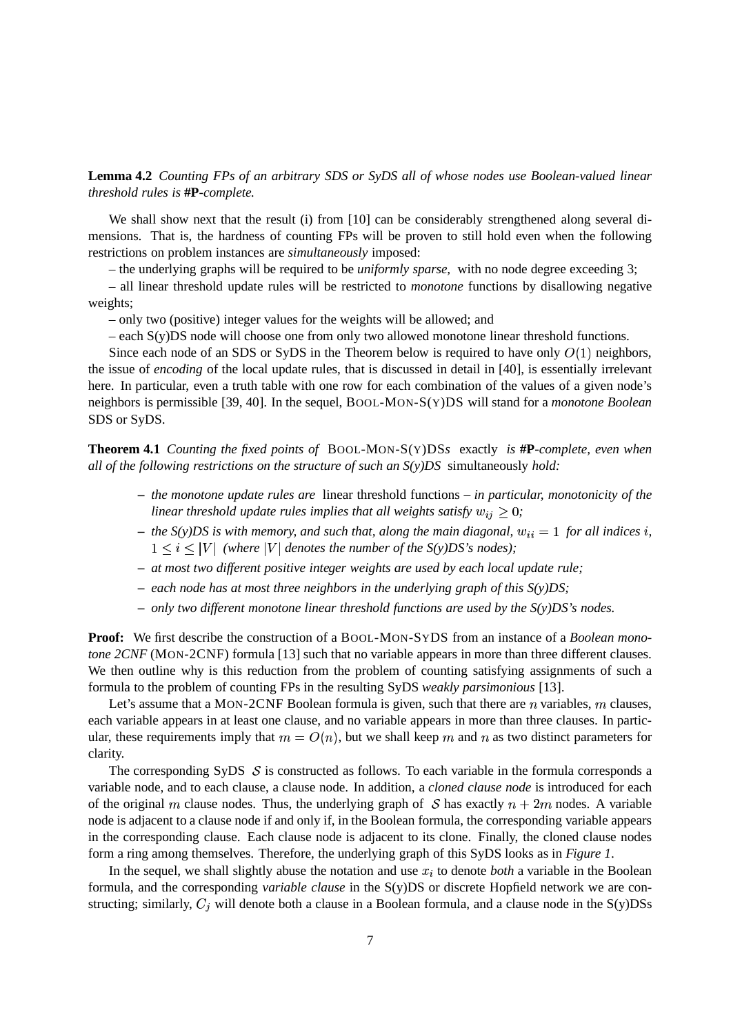**Lemma 4.2** *Counting FPs of an arbitrary SDS or SyDS all of whose nodes use Boolean-valued linear threshold rules is* **#P***-complete.*

We shall show next that the result (i) from [10] can be considerably strengthened along several dimensions. That is, the hardness of counting FPs will be proven to still hold even when the following restrictions on problem instances are *simultaneously* imposed:

– the underlying graphs will be required to be *uniformly sparse,* with no node degree exceeding 3;

– all linear threshold update rules will be restricted to *monotone* functions by disallowing negative weights;

– only two (positive) integer values for the weights will be allowed; and

– each S(y)DS node will choose one from only two allowed monotone linear threshold functions.

Since each node of an SDS or SyDS in the Theorem below is required to have only $O(1)$ neighbors, the issue of *encoding* of the local update rules, that is discussed in detail in [40], is essentially irrelevant here. In particular, even a truth table with one row for each combination of the values of a given node's neighbors is permissible [39, 40]. In the sequel, BOOL-MON-S(Y)DS will stand for a *monotone Boolean* SDS or SyDS.

**Theorem 4.1** *Counting the fixed points of* BOOL-MON-S(Y)DS*s* exactly *is* **#P***-complete, even when all of the following restrictions on the structure of such an S(y)DS* simultaneously *hold:*

- *the monotone update rules are* linear threshold functions *– in particular, monotonicity of the linear threshold update rules implies that all weights satisfy $w_{ij} \geq 0$;*
- *the S(y)DS is with memory, and such that, along the main diagonal, $w_{ii} = 1$ for all indices $i$, $1 \leq i \leq |V|$ (where $|V|$ denotes the number of the S(y)DS's nodes);*
- *at most two different positive integer weights are used by each local update rule;*
- *each node has at most three neighbors in the underlying graph of this S(y)DS;*
- *only two different monotone linear threshold functions are used by the S(y)DS's nodes.*

**Proof:** We first describe the construction of a BOOL-MON-SYDS from an instance of a *Boolean monotone 2CNF* (MON-2CNF) formula [13] such that no variable appears in more than three different clauses. We then outline why is this reduction from the problem of counting satisfying assignments of such a formula to the problem of counting FPs in the resulting SyDS *weakly parsimonious* [13].

Let's assume that a MON-2CNF Boolean formula is given, such that there are $n$ variables, $m$ clauses, each variable appears in at least one clause, and no variable appears in more than three clauses. In particular, these requirements imply that $m = O(n)$, but we shall keep $m$ and $n$ as two distinct parameters for clarity.

The corresponding SyDS $\mathcal{S}$ is constructed as follows. To each variable in the formula corresponds a variable node, and to each clause, a clause node. In addition, a *cloned clause node* is introduced for each of the original $m$ clause nodes. Thus, the underlying graph of $\mathcal{S}$ has exactly $n + 2m$ nodes. A variable node is adjacent to a clause node if and only if, in the Boolean formula, the corresponding variable appears in the corresponding clause. Each clause node is adjacent to its clone. Finally, the cloned clause nodes form a ring among themselves. Therefore, the underlying graph of this SyDS looks as in *Figure 1*.

In the sequel, we shall slightly abuse the notation and use $x_i$ to denote *both* a variable in the Boolean formula, and the corresponding *variable clause* in the S(y)DS or discrete Hopfield network we are constructing; similarly, $C_j$ will denote both a clause in a Boolean formula, and a clause node in the S(y)DSs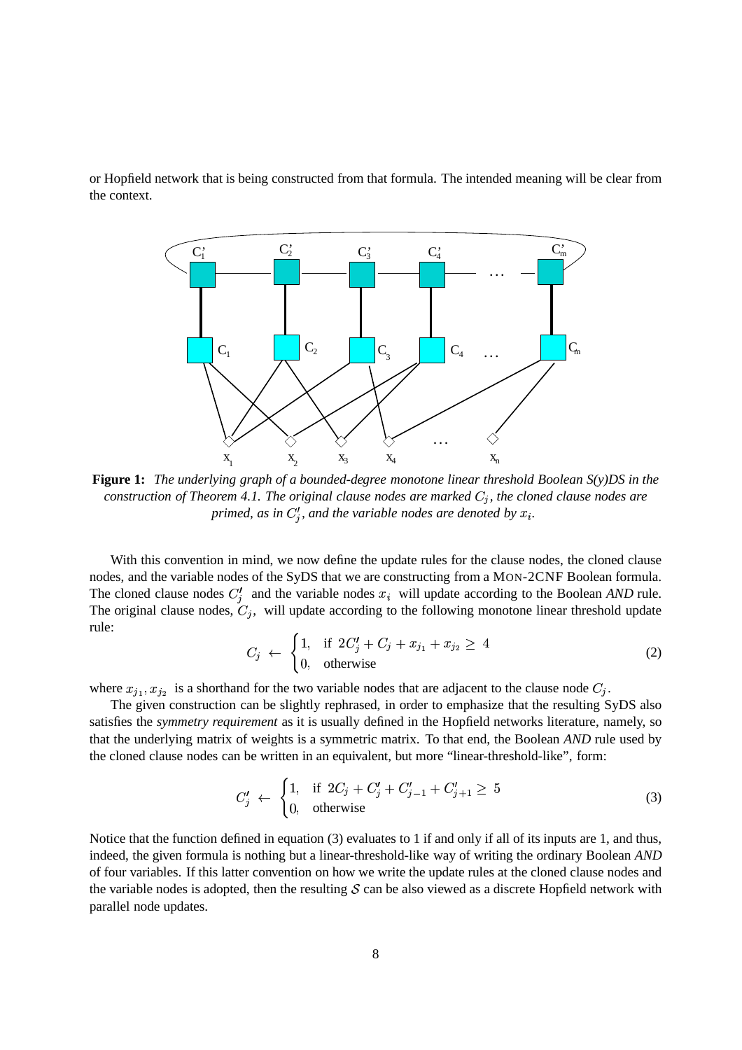or Hopfield network that is being constructed from that formula. The intended meaning will be clear from the context.

**Figure 1:** *The underlying graph of a bounded-degree monotone linear threshold Boolean S(y)DS in the construction of Theorem 4.1. The original clause nodes are marked $C_j$, the cloned clause nodes are primed, as in $C'_j$, and the variable nodes are denoted by $x_i$.*

With this convention in mind, we now define the update rules for the clause nodes, the cloned clause nodes, and the variable nodes of the SyDS that we are constructing from a MON-2CNF Boolean formula. The cloned clause nodes $C'_j$ and the variable nodes $x_i$ will update according to the Boolean *AND* rule. The original clause nodes, $C_j$, will update according to the following monotone linear threshold update rule:

$$C_j \leftarrow \begin{cases} 1, & \text{if } 2C'_j + C_j + x_{j_1} + x_{j_2} \geq 4 \\ 0, & \text{otherwise} \end{cases} \tag{2}$$

where $x_{j_1}, x_{j_2}$ is a shorthand for the two variable nodes that are adjacent to the clause node $C_j$.

The given construction can be slightly rephrased, in order to emphasize that the resulting SyDS also satisfies the *symmetry requirement* as it is usually defined in the Hopfield networks literature, namely, so that the underlying matrix of weights is a symmetric matrix. To that end, the Boolean *AND* rule used by the cloned clause nodes can be written in an equivalent, but more "linear-threshold-like", form:

$$C'_j \leftarrow \begin{cases} 1, & \text{if } 2C_j + C'_j + C'_{j-1} + C'_{j+1} \geq 5 \\ 0, & \text{otherwise} \end{cases} \tag{3}$$

Notice that the function defined in equation (3) evaluates to 1 if and only if all of its inputs are 1, and thus, indeed, the given formula is nothing but a linear-threshold-like way of writing the ordinary Boolean *AND* of four variables. If this latter convention on how we write the update rules at the cloned clause nodes and the variable nodes is adopted, then the resulting $\mathcal{S}$ can be also viewed as a discrete Hopfield network with parallel node updates.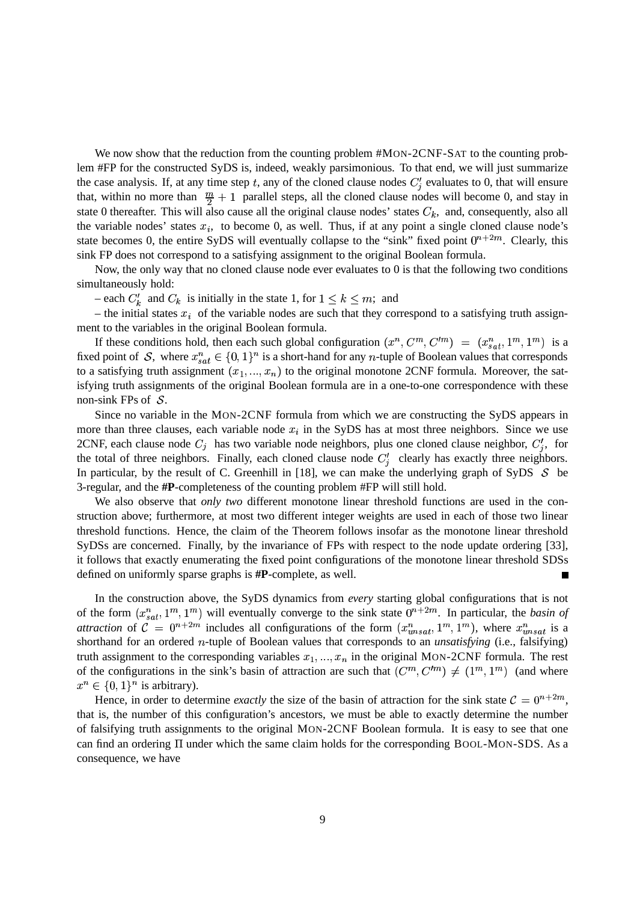We now show that the reduction from the counting problem #MON-2CNF-SAT to the counting problem #FP for the constructed SyDS is, indeed, weakly parsimonious. To that end, we will just summarize the case analysis. If, at any time step $t$, any of the cloned clause nodes $C'_j$ evaluates to 0, that will ensure that, within no more than $\frac{m}{2} + 1$ parallel steps, all the cloned clause nodes will become 0, and stay in state 0 thereafter. This will also cause all the original clause nodes' states $C_k$, and, consequently, also all the variable nodes' states $x_i$, to become 0, as well. Thus, if at any point a single cloned clause node's state becomes 0, the entire SyDS will eventually collapse to the "sink" fixed point $0^{n+2m}$. Clearly, this sink FP does not correspond to a satisfying assignment to the original Boolean formula.

Now, the only way that no cloned clause node ever evaluates to 0 is that the following two conditions simultaneously hold:

– each $C'_k$ and $C_k$ is initially in the state 1, for $1 \leq k \leq m$; and

– the initial states $x_i$ of the variable nodes are such that they correspond to a satisfying truth assignment to the variables in the original Boolean formula.

If these conditions hold, then each such global configuration $(x^n, C^m, C'^m) = (x^n_{sat}, 1^m, 1^m)$ is a fixed point of $\mathcal{S}$, where $x^n_{sat} \in \{0, 1\}^n$ is a short-hand for any $n$-tuple of Boolean values that corresponds to a satisfying truth assignment $(x_1, ..., x_n)$ to the original monotone 2CNF formula. Moreover, the satisfying truth assignments of the original Boolean formula are in a one-to-one correspondence with these non-sink FPs of $\mathcal{S}$.

Since no variable in the MON-2CNF formula from which we are constructing the SyDS appears in more than three clauses, each variable node $x_i$ in the SyDS has at most three neighbors. Since we use 2CNF, each clause node $C_j$ has two variable node neighbors, plus one cloned clause neighbor, $C'_j$, for the total of three neighbors. Finally, each cloned clause node $C'_j$ clearly has exactly three neighbors. In particular, by the result of C. Greenhill in [18], we can make the underlying graph of SyDS $\mathcal{S}$ be 3-regular, and the **#P**-completeness of the counting problem #FP will still hold.

We also observe that *only two* different monotone linear threshold functions are used in the construction above; furthermore, at most two different integer weights are used in each of those two linear threshold functions. Hence, the claim of the Theorem follows insofar as the monotone linear threshold SyDSs are concerned. Finally, by the invariance of FPs with respect to the node update ordering [33], it follows that exactly enumerating the fixed point configurations of the monotone linear threshold SDSs defined on uniformly sparse graphs is **#P**-complete, as well. ∎

In the construction above, the SyDS dynamics from *every* starting global configurations that is not of the form $(x^n_{sat}, 1^m, 1^m)$ will eventually converge to the sink state $0^{n+2m}$. In particular, the *basin of attraction* of $\mathcal{C} = 0^{n+2m}$ includes all configurations of the form $(x^n_{unsat}, 1^m, 1^m)$, where $x^n_{unsat}$ is a shorthand for an ordered $n$-tuple of Boolean values that corresponds to an *unsatisfying* (i.e., falsifying) truth assignment to the corresponding variables $x_1, ..., x_n$ in the original MON-2CNF formula. The rest of the configurations in the sink's basin of attraction are such that $(C^m, C'^m) \neq (1^m, 1^m)$ (and where $x^n \in \{0, 1\}^n$ is arbitrary).

Hence, in order to determine *exactly* the size of the basin of attraction for the sink state $\mathcal{C} = 0^{n+2m}$, that is, the number of this configuration's ancestors, we must be able to exactly determine the number of falsifying truth assignments to the original MON-2CNF Boolean formula. It is easy to see that one can find an ordering $\Pi$ under which the same claim holds for the corresponding BOOL-MON-SDS. As a consequence, we have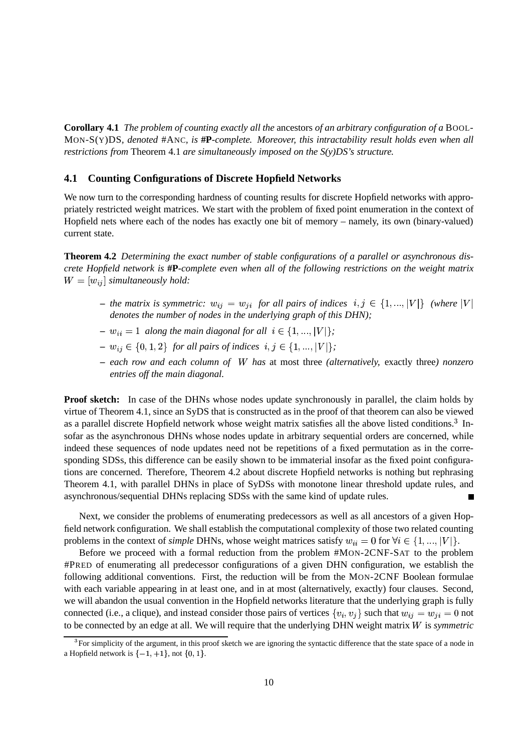**Corollary 4.1** *The problem of counting exactly all the* ancestors *of an arbitrary configuration of a* BOOL-MON-S(Y)DS*, denoted* #ANC*, is* **#P***-complete. Moreover, this intractability result holds even when all restrictions from* Theorem 4.1 *are simultaneously imposed on the S(y)DS's structure.*

## 4.1 Counting Configurations of Discrete Hopfield Networks

We now turn to the corresponding hardness of counting results for discrete Hopfield networks with appropriately restricted weight matrices. We start with the problem of fixed point enumeration in the context of Hopfield nets where each of the nodes has exactly one bit of memory – namely, its own (binary-valued) current state.

**Theorem 4.2** *Determining the exact number of stable configurations of a parallel or asynchronous discrete Hopfield network is* **#P***-complete even when all of the following restrictions on the weight matrix* $W = [w_{ij}]$ *simultaneously hold:*

- *the matrix is symmetric:* $w_{ij} = w_{ji}$ *for all pairs of indices* $i, j \in \{1, ..., |V|\}$ *(where* $|V|$ *denotes the number of nodes in the underlying graph of this DHN);*
- $w_{ii} = 1$ *along the main diagonal for all* $i \in \{1, ..., |V|\}$*;*
- $w_{ij} \in \{0, 1, 2\}$ *for all pairs of indices* $i, j \in \{1, ..., |V|\}$*;*
- *each row and each column of* $W$ *has* at most three *(alternatively,* exactly three*) nonzero entries off the main diagonal.*

**Proof sketch:** In case of the DHNs whose nodes update synchronously in parallel, the claim holds by virtue of Theorem 4.1, since an SyDS that is constructed as in the proof of that theorem can also be viewed as a parallel discrete Hopfield network whose weight matrix satisfies all the above listed conditions.[3] Insofar as the asynchronous DHNs whose nodes update in arbitrary sequential orders are concerned, while indeed these sequences of node updates need not be repetitions of a fixed permutation as in the corresponding SDSs, this difference can be easily shown to be immaterial insofar as the fixed point configurations are concerned. Therefore, Theorem 4.2 about discrete Hopfield networks is nothing but rephrasing Theorem 4.1, with parallel DHNs in place of SyDSs with monotone linear threshold update rules, and asynchronous/sequential DHNs replacing SDSs with the same kind of update rules. ■

Next, we consider the problems of enumerating predecessors as well as all ancestors of a given Hopfield network configuration. We shall establish the computational complexity of those two related counting problems in the context of *simple* DHNs, whose weight matrices satisfy $w_{ii} = 0$ for $\forall i \in \{1, ..., |V|\}$.

Before we proceed with a formal reduction from the problem #MON-2CNF-SAT to the problem #PRED of enumerating all predecessor configurations of a given DHN configuration, we establish the following additional conventions. First, the reduction will be from the MON-2CNF Boolean formulae with each variable appearing in at least one, and in at most (alternatively, exactly) four clauses. Second, we will abandon the usual convention in the Hopfield networks literature that the underlying graph is fully connected (i.e., a clique), and instead consider those pairs of vertices $\{v_i, v_j\}$ such that $w_{ij} = w_{ji} = 0$ not to be connected by an edge at all. We will require that the underlying DHN weight matrix $W$ is *symmetric*

[3] For simplicity of the argument, in this proof sketch we are ignoring the syntactic difference that the state space of a node in a Hopfield network is $\{-1, +1\}$, not $\{0, 1\}$.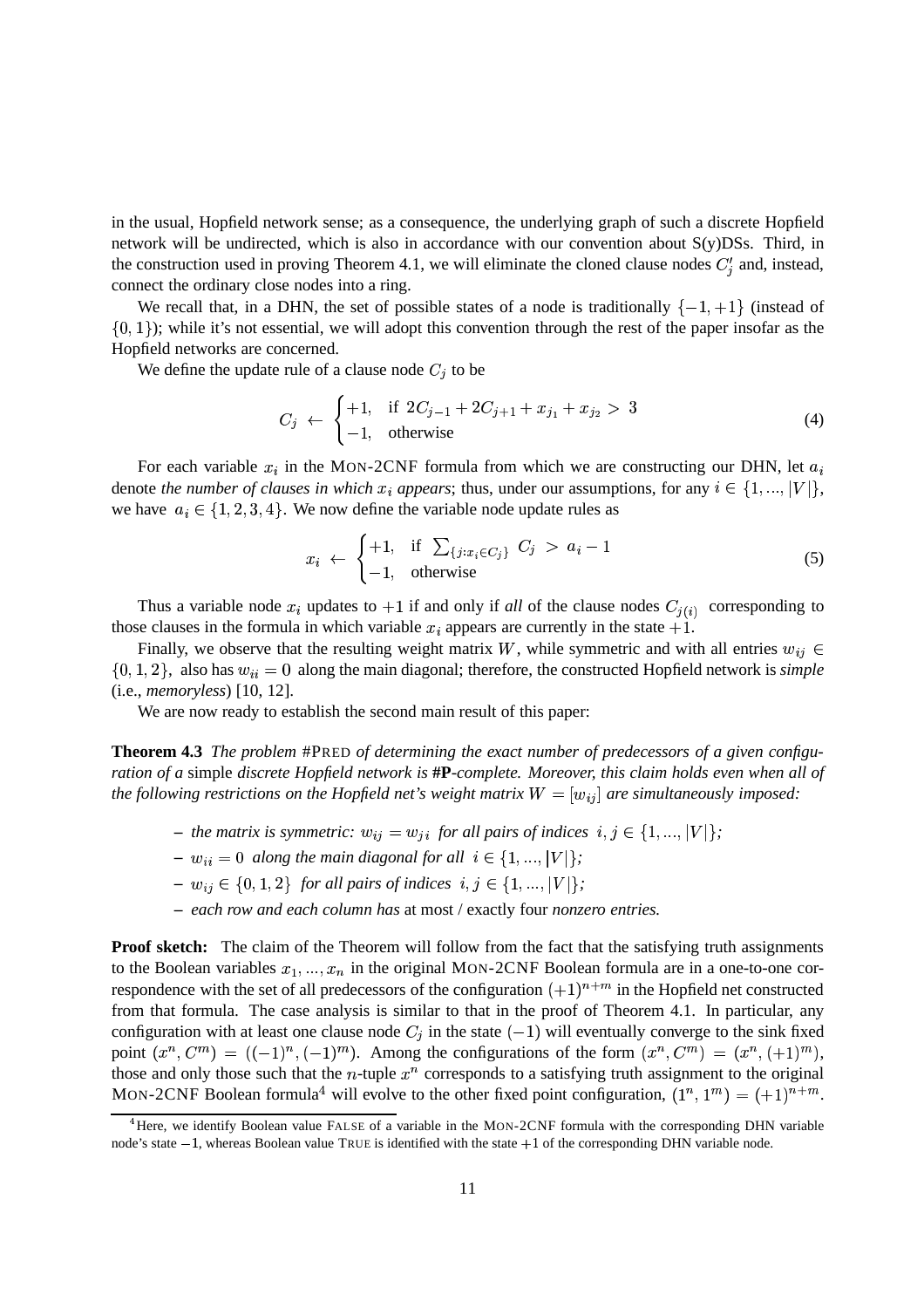in the usual, Hopfield network sense; as a consequence, the underlying graph of such a discrete Hopfield network will be undirected, which is also in accordance with our convention about S(y)DSs. Third, in the construction used in proving Theorem 4.1, we will eliminate the cloned clause nodes $C_j'$ and, instead, connect the ordinary close nodes into a ring.

We recall that, in a DHN, the set of possible states of a node is traditionally $\{-1, +1\}$ (instead of $\{0, 1\}$); while it's not essential, we will adopt this convention through the rest of the paper insofar as the Hopfield networks are concerned.

We define the update rule of a clause node $C_j$ to be

$$C_j \leftarrow \begin{cases} +1, & \text{if } 2C_{j-1} + 2C_{j+1} + x_{j_1} + x_{j_2} > 3 \\ -1, & \text{otherwise} \end{cases} \tag{4}$$

For each variable $x_i$ in the MON-2CNF formula from which we are constructing our DHN, let $a_i$ denote *the number of clauses in which $x_i$ appears*; thus, under our assumptions, for any $i \in \{1, ..., |V|\}$, we have $a_i \in \{1, 2, 3, 4\}$. We now define the variable node update rules as

$$x_i \leftarrow \begin{cases} +1, & \text{if } \sum_{\{j: x_i \in C_j\}} C_j > a_i - 1 \\ -1, & \text{otherwise} \end{cases} \tag{5}$$

Thus a variable node $x_i$ updates to $+1$ if and only if *all* of the clause nodes $C_{j(i)}$ corresponding to those clauses in the formula in which variable $x_i$ appears are currently in the state $+1$.

Finally, we observe that the resulting weight matrix $W$, while symmetric and with all entries $w_{ij} \in \{0, 1, 2\}$, also has $w_{ii} = 0$ along the main diagonal; therefore, the constructed Hopfield network is *simple* (i.e., *memoryless*) [10, 12].

We are now ready to establish the second main result of this paper:

**Theorem 4.3** *The problem* #PRED *of determining the exact number of predecessors of a given configuration of a* simple *discrete Hopfield network is* **#P***-complete. Moreover, this claim holds even when all of the following restrictions on the Hopfield net's weight matrix $W = [w_{ij}]$ are simultaneously imposed:*

- *the matrix is symmetric: $w_{ij} = w_{ji}$ for all pairs of indices $i, j \in \{1, ..., |V|\}$;*
- *$w_{ii} = 0$ along the main diagonal for all $i \in \{1, ..., |V|\}$;*
- *$w_{ij} \in \{0, 1, 2\}$ for all pairs of indices $i, j \in \{1, ..., |V|\}$;*
- *each row and each column has* at most / exactly four *nonzero entries.*

**Proof sketch:** The claim of the Theorem will follow from the fact that the satisfying truth assignments to the Boolean variables $x_1, ..., x_n$ in the original MON-2CNF Boolean formula are in a one-to-one correspondence with the set of all predecessors of the configuration $(+1)^{n+m}$ in the Hopfield net constructed from that formula. The case analysis is similar to that in the proof of Theorem 4.1. In particular, any configuration with at least one clause node $C_j$ in the state $(-1)$ will eventually converge to the sink fixed point $(x^n, C^m) = ((-1)^n, (-1)^m)$. Among the configurations of the form $(x^n, C^m) = (x^n, (+1)^m)$, those and only those such that the $n$-tuple $x^n$ corresponds to a satisfying truth assignment to the original MON-2CNF Boolean formula[4] will evolve to the other fixed point configuration, $(1^n, 1^m) = (+1)^{n+m}$.

[4] Here, we identify Boolean value FALSE of a variable in the MON-2CNF formula with the corresponding DHN variable node's state $-1$, whereas Boolean value TRUE is identified with the state $+1$ of the corresponding DHN variable node.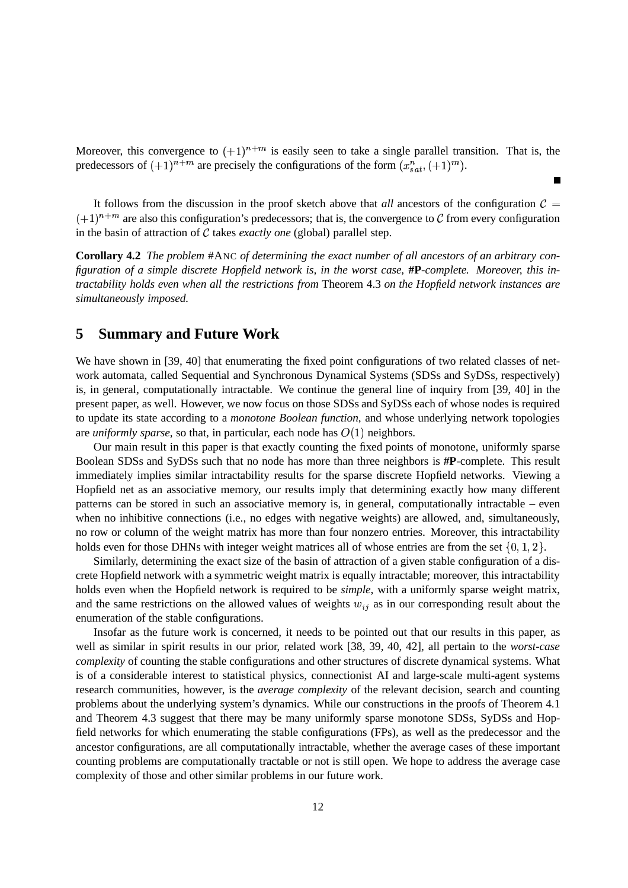Moreover, this convergence to $(+1)^{n+m}$ is easily seen to take a single parallel transition. That is, the predecessors of $(+1)^{n+m}$ are precisely the configurations of the form $(x_{sat}^n, (+1)^m)$.

■

It follows from the discussion in the proof sketch above that *all* ancestors of the configuration $\mathcal{C} = (+1)^{n+m}$ are also this configuration's predecessors; that is, the convergence to $\mathcal{C}$ from every configuration in the basin of attraction of $\mathcal{C}$ takes *exactly one* (global) parallel step.

**Corollary 4.2** *The problem* #ANC *of determining the exact number of all ancestors of an arbitrary configuration of a simple discrete Hopfield network is, in the worst case,* **#P***-complete. Moreover, this intractability holds even when all the restrictions from* Theorem 4.3 *on the Hopfield network instances are simultaneously imposed.*

## 5 Summary and Future Work

We have shown in [39, 40] that enumerating the fixed point configurations of two related classes of network automata, called Sequential and Synchronous Dynamical Systems (SDSs and SyDSs, respectively) is, in general, computationally intractable. We continue the general line of inquiry from [39, 40] in the present paper, as well. However, we now focus on those SDSs and SyDSs each of whose nodes is required to update its state according to a *monotone Boolean function*, and whose underlying network topologies are *uniformly sparse*, so that, in particular, each node has $O(1)$ neighbors.

Our main result in this paper is that exactly counting the fixed points of monotone, uniformly sparse Boolean SDSs and SyDSs such that no node has more than three neighbors is **#P**-complete. This result immediately implies similar intractability results for the sparse discrete Hopfield networks. Viewing a Hopfield net as an associative memory, our results imply that determining exactly how many different patterns can be stored in such an associative memory is, in general, computationally intractable – even when no inhibitive connections (i.e., no edges with negative weights) are allowed, and, simultaneously, no row or column of the weight matrix has more than four nonzero entries. Moreover, this intractability holds even for those DHNs with integer weight matrices all of whose entries are from the set $\{0, 1, 2\}$.

Similarly, determining the exact size of the basin of attraction of a given stable configuration of a discrete Hopfield network with a symmetric weight matrix is equally intractable; moreover, this intractability holds even when the Hopfield network is required to be *simple*, with a uniformly sparse weight matrix, and the same restrictions on the allowed values of weights $w_{ij}$ as in our corresponding result about the enumeration of the stable configurations.

Insofar as the future work is concerned, it needs to be pointed out that our results in this paper, as well as similar in spirit results in our prior, related work [38, 39, 40, 42], all pertain to the *worst-case complexity* of counting the stable configurations and other structures of discrete dynamical systems. What is of a considerable interest to statistical physics, connectionist AI and large-scale multi-agent systems research communities, however, is the *average complexity* of the relevant decision, search and counting problems about the underlying system's dynamics. While our constructions in the proofs of Theorem 4.1 and Theorem 4.3 suggest that there may be many uniformly sparse monotone SDSs, SyDSs and Hopfield networks for which enumerating the stable configurations (FPs), as well as the predecessor and the ancestor configurations, are all computationally intractable, whether the average cases of these important counting problems are computationally tractable or not is still open. We hope to address the average case complexity of those and other similar problems in our future work.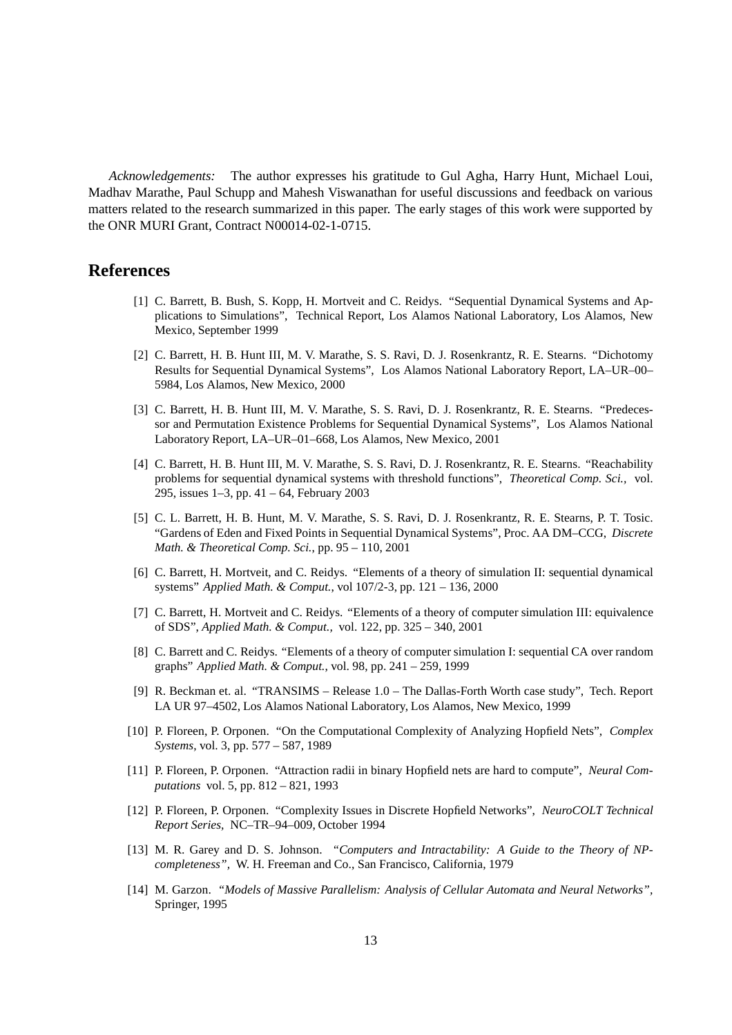*Acknowledgements:* The author expresses his gratitude to Gul Agha, Harry Hunt, Michael Loui, Madhav Marathe, Paul Schupp and Mahesh Viswanathan for useful discussions and feedback on various matters related to the research summarized in this paper. The early stages of this work were supported by the ONR MURI Grant, Contract N00014-02-1-0715.

# References

[1] C. Barrett, B. Bush, S. Kopp, H. Mortveit and C. Reidys. "Sequential Dynamical Systems and Applications to Simulations", Technical Report, Los Alamos National Laboratory, Los Alamos, New Mexico, September 1999

[2] C. Barrett, H. B. Hunt III, M. V. Marathe, S. S. Ravi, D. J. Rosenkrantz, R. E. Stearns. "Dichotomy Results for Sequential Dynamical Systems", Los Alamos National Laboratory Report, LA–UR–00–5984, Los Alamos, New Mexico, 2000

[3] C. Barrett, H. B. Hunt III, M. V. Marathe, S. S. Ravi, D. J. Rosenkrantz, R. E. Stearns. "Predecessor and Permutation Existence Problems for Sequential Dynamical Systems", Los Alamos National Laboratory Report, LA–UR–01–668, Los Alamos, New Mexico, 2001

[4] C. Barrett, H. B. Hunt III, M. V. Marathe, S. S. Ravi, D. J. Rosenkrantz, R. E. Stearns. "Reachability problems for sequential dynamical systems with threshold functions", *Theoretical Comp. Sci.,* vol. 295, issues 1–3, pp. 41 – 64, February 2003

[5] C. L. Barrett, H. B. Hunt, M. V. Marathe, S. S. Ravi, D. J. Rosenkrantz, R. E. Stearns, P. T. Tosic. "Gardens of Eden and Fixed Points in Sequential Dynamical Systems", Proc. AA DM–CCG, *Discrete Math. & Theoretical Comp. Sci.,* pp. 95 – 110, 2001

[6] C. Barrett, H. Mortveit, and C. Reidys. "Elements of a theory of simulation II: sequential dynamical systems" *Applied Math. & Comput.*, vol 107/2-3, pp. 121 – 136, 2000

[7] C. Barrett, H. Mortveit and C. Reidys. "Elements of a theory of computer simulation III: equivalence of SDS", *Applied Math. & Comput.,* vol. 122, pp. 325 – 340, 2001

[8] C. Barrett and C. Reidys. "Elements of a theory of computer simulation I: sequential CA over random graphs" *Applied Math. & Comput.*, vol. 98, pp. 241 – 259, 1999

[9] R. Beckman et. al. "TRANSIMS – Release 1.0 – The Dallas-Forth Worth case study", Tech. Report LA UR 97–4502, Los Alamos National Laboratory, Los Alamos, New Mexico, 1999

[10] P. Floreen, P. Orponen. "On the Computational Complexity of Analyzing Hopfield Nets", *Complex Systems*, vol. 3, pp. 577 – 587, 1989

[11] P. Floreen, P. Orponen. "Attraction radii in binary Hopfield nets are hard to compute", *Neural Computations* vol. 5, pp. 812 – 821, 1993

[12] P. Floreen, P. Orponen. "Complexity Issues in Discrete Hopfield Networks", *NeuroCOLT Technical Report Series,* NC–TR–94–009, October 1994

[13] M. R. Garey and D. S. Johnson. *"Computers and Intractability: A Guide to the Theory of NP-completeness"*, W. H. Freeman and Co., San Francisco, California, 1979

[14] M. Garzon. *"Models of Massive Parallelism: Analysis of Cellular Automata and Neural Networks"*, Springer, 1995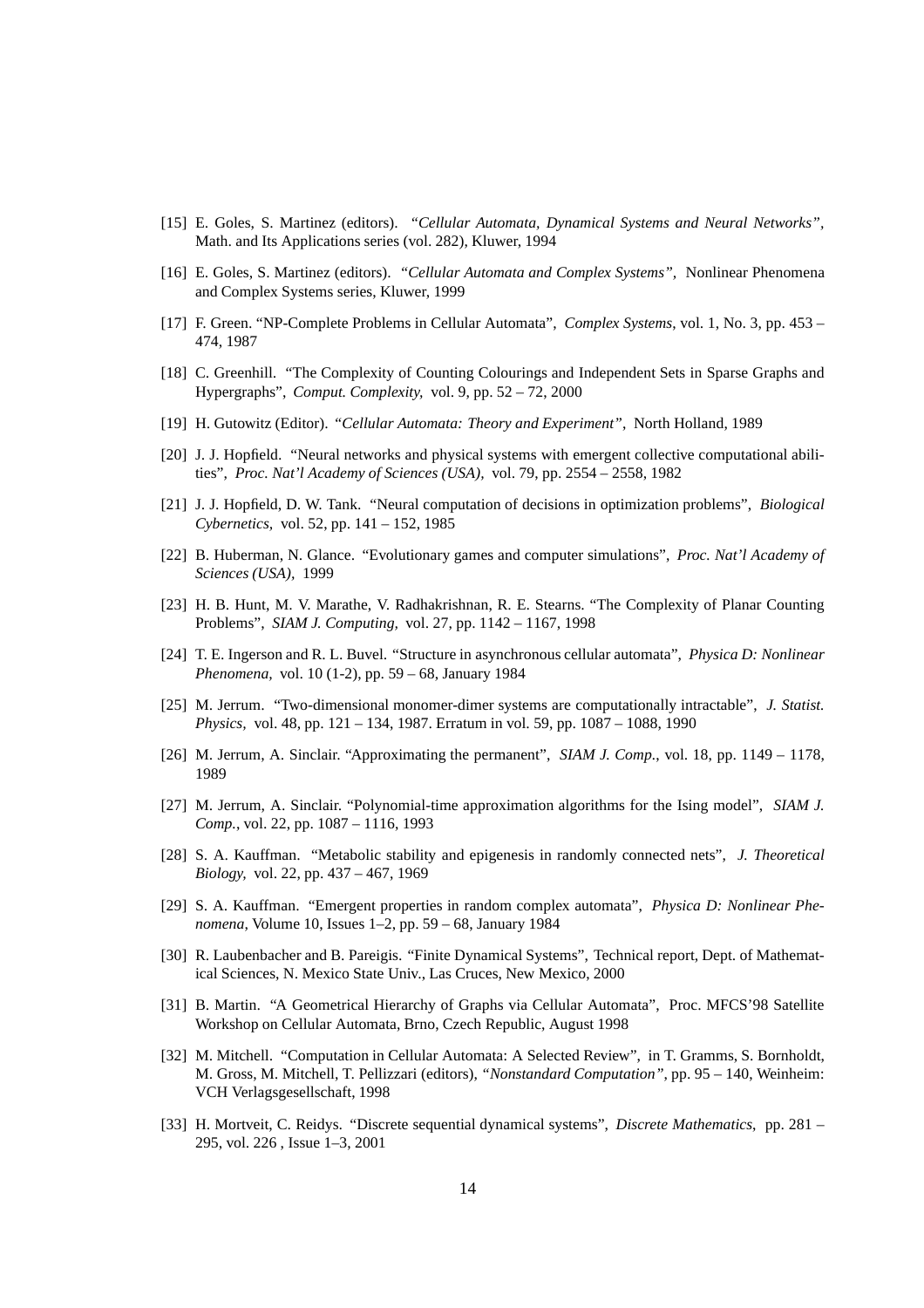[15] E. Goles, S. Martinez (editors). *"Cellular Automata, Dynamical Systems and Neural Networks"*, Math. and Its Applications series (vol. 282), Kluwer, 1994

[16] E. Goles, S. Martinez (editors). *"Cellular Automata and Complex Systems"*, Nonlinear Phenomena and Complex Systems series, Kluwer, 1999

[17] F. Green. "NP-Complete Problems in Cellular Automata", *Complex Systems*, vol. 1, No. 3, pp. 453 – 474, 1987

[18] C. Greenhill. "The Complexity of Counting Colourings and Independent Sets in Sparse Graphs and Hypergraphs", *Comput. Complexity,* vol. 9, pp. 52 – 72, 2000

[19] H. Gutowitz (Editor). *"Cellular Automata: Theory and Experiment"*, North Holland, 1989

[20] J. J. Hopfield. "Neural networks and physical systems with emergent collective computational abilities", *Proc. Nat'l Academy of Sciences (USA),* vol. 79, pp. 2554 – 2558, 1982

[21] J. J. Hopfield, D. W. Tank. "Neural computation of decisions in optimization problems", *Biological Cybernetics,* vol. 52, pp. 141 – 152, 1985

[22] B. Huberman, N. Glance. "Evolutionary games and computer simulations", *Proc. Nat'l Academy of Sciences (USA),* 1999

[23] H. B. Hunt, M. V. Marathe, V. Radhakrishnan, R. E. Stearns. "The Complexity of Planar Counting Problems", *SIAM J. Computing,* vol. 27, pp. 1142 – 1167, 1998

[24] T. E. Ingerson and R. L. Buvel. "Structure in asynchronous cellular automata", *Physica D: Nonlinear Phenomena,* vol. 10 (1-2), pp. 59 – 68, January 1984

[25] M. Jerrum. "Two-dimensional monomer-dimer systems are computationally intractable", *J. Statist. Physics,* vol. 48, pp. 121 – 134, 1987. Erratum in vol. 59, pp. 1087 – 1088, 1990

[26] M. Jerrum, A. Sinclair. "Approximating the permanent", *SIAM J. Comp.*, vol. 18, pp. 1149 – 1178, 1989

[27] M. Jerrum, A. Sinclair. "Polynomial-time approximation algorithms for the Ising model", *SIAM J. Comp.*, vol. 22, pp. 1087 – 1116, 1993

[28] S. A. Kauffman. "Metabolic stability and epigenesis in randomly connected nets", *J. Theoretical Biology,* vol. 22, pp. 437 – 467, 1969

[29] S. A. Kauffman. "Emergent properties in random complex automata", *Physica D: Nonlinear Phenomena*, Volume 10, Issues 1–2, pp. 59 – 68, January 1984

[30] R. Laubenbacher and B. Pareigis. "Finite Dynamical Systems", Technical report, Dept. of Mathematical Sciences, N. Mexico State Univ., Las Cruces, New Mexico, 2000

[31] B. Martin. "A Geometrical Hierarchy of Graphs via Cellular Automata", Proc. MFCS'98 Satellite Workshop on Cellular Automata, Brno, Czech Republic, August 1998

[32] M. Mitchell. "Computation in Cellular Automata: A Selected Review", in T. Gramms, S. Bornholdt, M. Gross, M. Mitchell, T. Pellizzari (editors), *"Nonstandard Computation"*, pp. 95 – 140, Weinheim: VCH Verlagsgesellschaft, 1998

[33] H. Mortveit, C. Reidys. "Discrete sequential dynamical systems", *Discrete Mathematics*, pp. 281 – 295, vol. 226 , Issue 1–3, 2001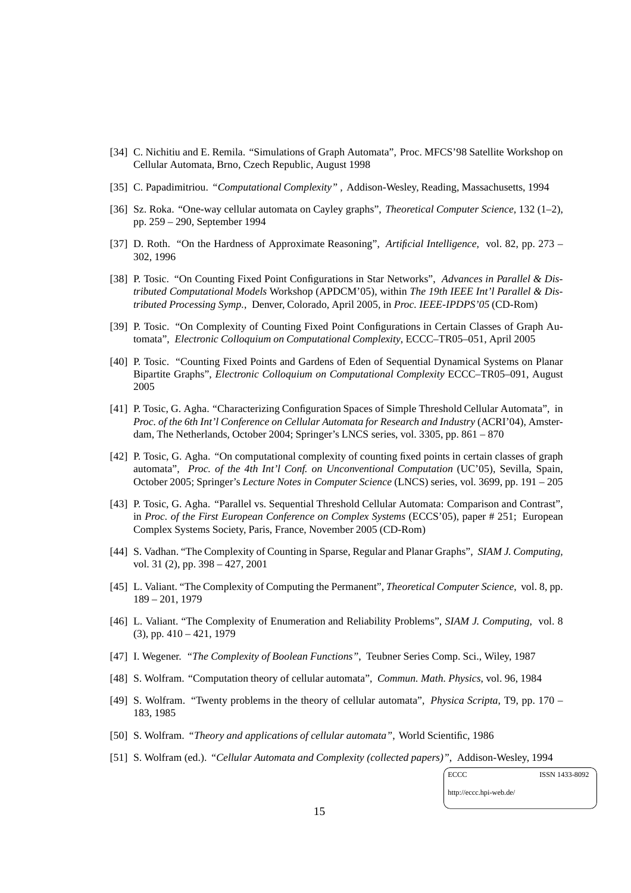[34] C. Nichitiu and E. Remila. "Simulations of Graph Automata", Proc. MFCS'98 Satellite Workshop on Cellular Automata, Brno, Czech Republic, August 1998

[35] C. Papadimitriou. *"Computational Complexity"* , Addison-Wesley, Reading, Massachusetts, 1994

[36] Sz. Roka. "One-way cellular automata on Cayley graphs", *Theoretical Computer Science*, 132 (1–2), pp. 259 – 290, September 1994

[37] D. Roth. "On the Hardness of Approximate Reasoning", *Artificial Intelligence,* vol. 82, pp. 273 – 302, 1996

[38] P. Tosic. "On Counting Fixed Point Configurations in Star Networks", *Advances in Parallel & Distributed Computational Models* Workshop (APDCM'05), within *The 19th IEEE Int'l Parallel & Distributed Processing Symp.*, Denver, Colorado, April 2005, in *Proc. IEEE-IPDPS'05* (CD-Rom)

[39] P. Tosic. "On Complexity of Counting Fixed Point Configurations in Certain Classes of Graph Automata", *Electronic Colloquium on Computational Complexity*, ECCC–TR05–051, April 2005

[40] P. Tosic. "Counting Fixed Points and Gardens of Eden of Sequential Dynamical Systems on Planar Bipartite Graphs", *Electronic Colloquium on Computational Complexity* ECCC–TR05–091, August 2005

[41] P. Tosic, G. Agha. "Characterizing Configuration Spaces of Simple Threshold Cellular Automata", in *Proc. of the 6th Int'l Conference on Cellular Automata for Research and Industry* (ACRI'04), Amsterdam, The Netherlands, October 2004; Springer's LNCS series, vol. 3305, pp. 861 – 870

[42] P. Tosic, G. Agha. "On computational complexity of counting fixed points in certain classes of graph automata", *Proc. of the 4th Int'l Conf. on Unconventional Computation* (UC'05), Sevilla, Spain, October 2005; Springer's *Lecture Notes in Computer Science* (LNCS) series, vol. 3699, pp. 191 – 205

[43] P. Tosic, G. Agha. "Parallel vs. Sequential Threshold Cellular Automata: Comparison and Contrast", in *Proc. of the First European Conference on Complex Systems* (ECCS'05), paper # 251; European Complex Systems Society, Paris, France, November 2005 (CD-Rom)

[44] S. Vadhan. "The Complexity of Counting in Sparse, Regular and Planar Graphs", *SIAM J. Computing*, vol. 31 (2), pp. 398 – 427, 2001

[45] L. Valiant. "The Complexity of Computing the Permanent", *Theoretical Computer Science*, vol. 8, pp. 189 – 201, 1979

[46] L. Valiant. "The Complexity of Enumeration and Reliability Problems", *SIAM J. Computing,* vol. 8 (3), pp. 410 – 421, 1979

[47] I. Wegener. *"The Complexity of Boolean Functions"*, Teubner Series Comp. Sci., Wiley, 1987

[48] S. Wolfram. "Computation theory of cellular automata", *Commun. Math. Physics*, vol. 96, 1984

[49] S. Wolfram. "Twenty problems in the theory of cellular automata", *Physica Scripta,* T9, pp. 170 – 183, 1985

[50] S. Wolfram. *"Theory and applications of cellular automata"*, World Scientific, 1986

[51] S. Wolfram (ed.). *"Cellular Automata and Complexity (collected papers)"*, Addison-Wesley, 1994

ECCC ISSN 1433-8092

http://eccc.hpi-web.de/